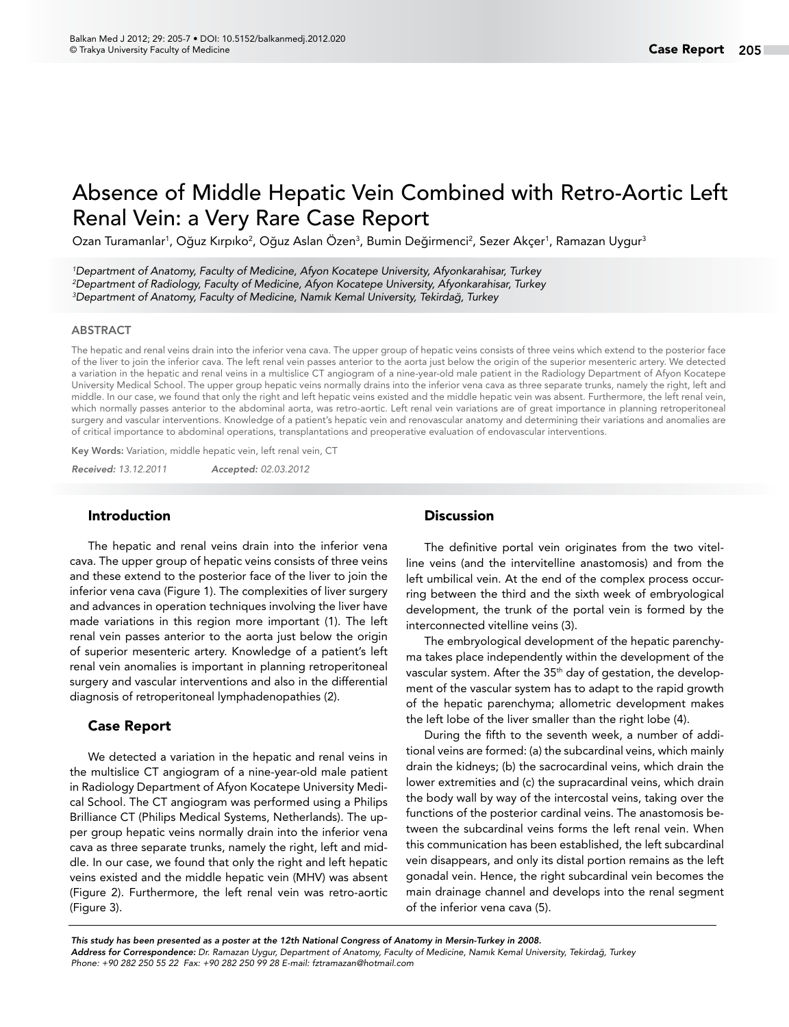# Absence of Middle Hepatic Vein Combined with Retro-Aortic Left Renal Vein: a Very Rare Case Report

Ozan Turamanlar[1], Oğuz Kırpıko[2], Oğuz Aslan Özen[3], Bumin Değirmenci[2], Sezer Akçer[1], Ramazan Uygur[3]

*[1]Department of Anatomy, Faculty of Medicine, Afyon Kocatepe University, Afyonkarahisar, Turkey*
*[2]Department of Radiology, Faculty of Medicine, Afyon Kocatepe University, Afyonkarahisar, Turkey*
*[3]Department of Anatomy, Faculty of Medicine, Namık Kemal University, Tekirdağ, Turkey*

## ABSTRACT

The hepatic and renal veins drain into the inferior vena cava. The upper group of hepatic veins consists of three veins which extend to the posterior face of the liver to join the inferior cava. The left renal vein passes anterior to the aorta just below the origin of the superior mesenteric artery. We detected a variation in the hepatic and renal veins in a multislice CT angiogram of a nine-year-old male patient in the Radiology Department of Afyon Kocatepe University Medical School. The upper group hepatic veins normally drains into the inferior vena cava as three separate trunks, namely the right, left and middle. In our case, we found that only the right and left hepatic veins existed and the middle hepatic vein was absent. Furthermore, the left renal vein, which normally passes anterior to the abdominal aorta, was retro-aortic. Left renal vein variations are of great importance in planning retroperitoneal surgery and vascular interventions. Knowledge of a patient's hepatic vein and renovascular anatomy and determining their variations and anomalies are of critical importance to abdominal operations, transplantations and preoperative evaluation of endovascular interventions.

**Key Words:** Variation, middle hepatic vein, left renal vein, CT

***Received:*** *13.12.2011* ***Accepted:*** *02.03.2012*

## Introduction

The hepatic and renal veins drain into the inferior vena cava. The upper group of hepatic veins consists of three veins and these extend to the posterior face of the liver to join the inferior vena cava (Figure 1). The complexities of liver surgery and advances in operation techniques involving the liver have made variations in this region more important (1). The left renal vein passes anterior to the aorta just below the origin of superior mesenteric artery. Knowledge of a patient's left renal vein anomalies is important in planning retroperitoneal surgery and vascular interventions and also in the differential diagnosis of retroperitoneal lymphadenopathies (2).

## Case Report

We detected a variation in the hepatic and renal veins in the multislice CT angiogram of a nine-year-old male patient in Radiology Department of Afyon Kocatepe University Medical School. The CT angiogram was performed using a Philips Brilliance CT (Philips Medical Systems, Netherlands). The upper group hepatic veins normally drain into the inferior vena cava as three separate trunks, namely the right, left and middle. In our case, we found that only the right and left hepatic veins existed and the middle hepatic vein (MHV) was absent (Figure 2). Furthermore, the left renal vein was retro-aortic (Figure 3).

## Discussion

The definitive portal vein originates from the two vitelline veins (and the intervitelline anastomosis) and from the left umbilical vein. At the end of the complex process occurring between the third and the sixth week of embryological development, the trunk of the portal vein is formed by the interconnected vitelline veins (3).

The embryological development of the hepatic parenchyma takes place independently within the development of the vascular system. After the 35th day of gestation, the development of the vascular system has to adapt to the rapid growth of the hepatic parenchyma; allometric development makes the left lobe of the liver smaller than the right lobe (4).

During the fifth to the seventh week, a number of additional veins are formed: (a) the subcardinal veins, which mainly drain the kidneys; (b) the sacrocardinal veins, which drain the lower extremities and (c) the supracardinal veins, which drain the body wall by way of the intercostal veins, taking over the functions of the posterior cardinal veins. The anastomosis between the subcardinal veins forms the left renal vein. When this communication has been established, the left subcardinal vein disappears, and only its distal portion remains as the left gonadal vein. Hence, the right subcardinal vein becomes the main drainage channel and develops into the renal segment of the inferior vena cava (5).

***This study has been presented as a poster at the 12th National Congress of Anatomy in Mersin-Turkey in 2008.***
***Address for Correspondence:*** *Dr. Ramazan Uygur, Department of Anatomy, Faculty of Medicine, Namık Kemal University, Tekirdağ, Turkey*
*Phone: +90 282 250 55 22 Fax: +90 282 250 99 28 E-mail: fztramazan@hotmail.com*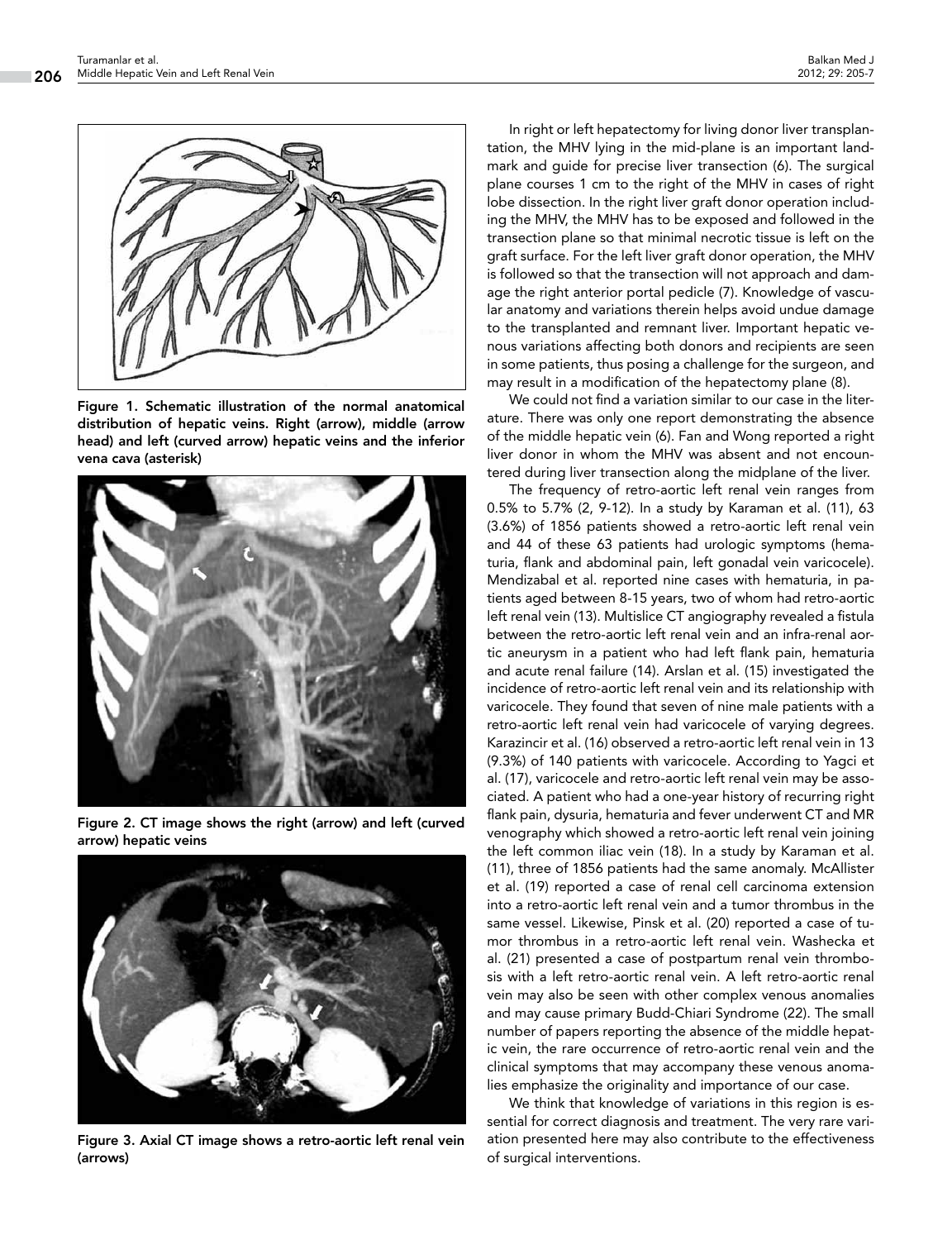Figure 1. Schematic illustration of the normal anatomical distribution of hepatic veins. Right (arrow), middle (arrow head) and left (curved arrow) hepatic veins and the inferior vena cava (asterisk)

Figure 2. CT image shows the right (arrow) and left (curved arrow) hepatic veins

Figure 3. Axial CT image shows a retro-aortic left renal vein (arrows)

In right or left hepatectomy for living donor liver transplantation, the MHV lying in the mid-plane is an important landmark and guide for precise liver transection (6). The surgical plane courses 1 cm to the right of the MHV in cases of right lobe dissection. In the right liver graft donor operation including the MHV, the MHV has to be exposed and followed in the transection plane so that minimal necrotic tissue is left on the graft surface. For the left liver graft donor operation, the MHV is followed so that the transection will not approach and damage the right anterior portal pedicle (7). Knowledge of vascular anatomy and variations therein helps avoid undue damage to the transplanted and remnant liver. Important hepatic venous variations affecting both donors and recipients are seen in some patients, thus posing a challenge for the surgeon, and may result in a modification of the hepatectomy plane (8).

We could not find a variation similar to our case in the literature. There was only one report demonstrating the absence of the middle hepatic vein (6). Fan and Wong reported a right liver donor in whom the MHV was absent and not encountered during liver transection along the midplane of the liver.

The frequency of retro-aortic left renal vein ranges from 0.5% to 5.7% (2, 9-12). In a study by Karaman et al. (11), 63 (3.6%) of 1856 patients showed a retro-aortic left renal vein and 44 of these 63 patients had urologic symptoms (hematuria, flank and abdominal pain, left gonadal vein varicocele). Mendizabal et al. reported nine cases with hematuria, in patients aged between 8-15 years, two of whom had retro-aortic left renal vein (13). Multislice CT angiography revealed a fistula between the retro-aortic left renal vein and an infra-renal aortic aneurysm in a patient who had left flank pain, hematuria and acute renal failure (14). Arslan et al. (15) investigated the incidence of retro-aortic left renal vein and its relationship with varicocele. They found that seven of nine male patients with a retro-aortic left renal vein had varicocele of varying degrees. Karazincir et al. (16) observed a retro-aortic left renal vein in 13 (9.3%) of 140 patients with varicocele. According to Yagci et al. (17), varicocele and retro-aortic left renal vein may be associated. A patient who had a one-year history of recurring right flank pain, dysuria, hematuria and fever underwent CT and MR venography which showed a retro-aortic left renal vein joining the left common iliac vein (18). In a study by Karaman et al. (11), three of 1856 patients had the same anomaly. McAllister et al. (19) reported a case of renal cell carcinoma extension into a retro-aortic left renal vein and a tumor thrombus in the same vessel. Likewise, Pinsk et al. (20) reported a case of tumor thrombus in a retro-aortic left renal vein. Washecka et al. (21) presented a case of postpartum renal vein thrombosis with a left retro-aortic renal vein. A left retro-aortic renal vein may also be seen with other complex venous anomalies and may cause primary Budd-Chiari Syndrome (22). The small number of papers reporting the absence of the middle hepatic vein, the rare occurrence of retro-aortic renal vein and the clinical symptoms that may accompany these venous anomalies emphasize the originality and importance of our case.

We think that knowledge of variations in this region is essential for correct diagnosis and treatment. The very rare variation presented here may also contribute to the effectiveness of surgical interventions.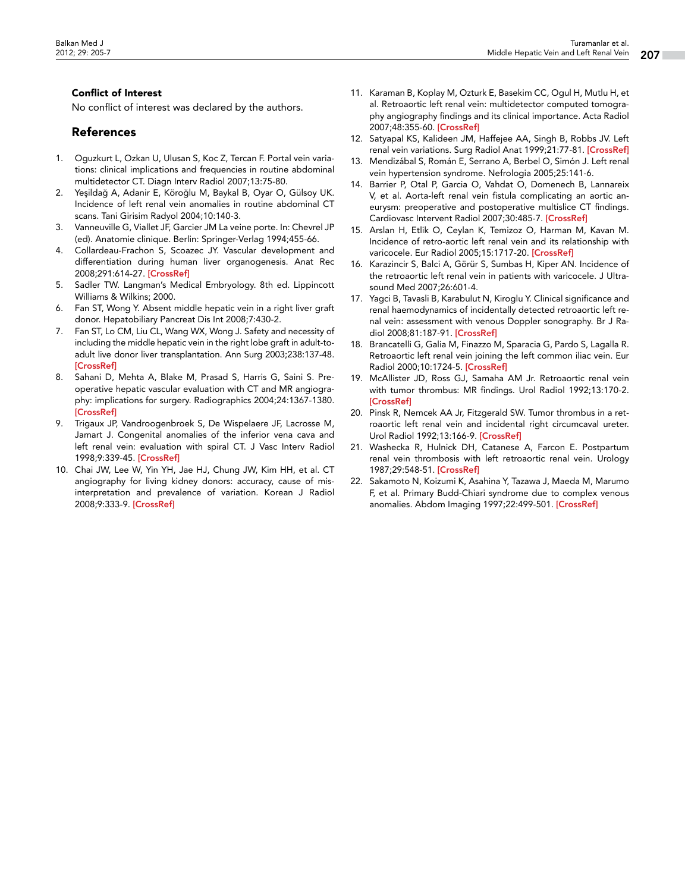### Conflict of Interest

No conflict of interest was declared by the authors.

## References

1. Oguzkurt L, Ozkan U, Ulusan S, Koc Z, Tercan F. Portal vein variations: clinical implications and frequencies in routine abdominal multidetector CT. Diagn Interv Radiol 2007;13:75-80.
2. Yeşildağ A, Adanir E, Köroğlu M, Baykal B, Oyar O, Gülsoy UK. Incidence of left renal vein anomalies in routine abdominal CT scans. Tani Girisim Radyol 2004;10:140-3.
3. Vanneuville G, Viallet JF, Garcier JM La veine porte. In: Chevrel JP (ed). Anatomie clinique. Berlin: Springer-Verlag 1994;455-66.
4. Collardeau-Frachon S, Scoazec JY. Vascular development and differentiation during human liver organogenesis. Anat Rec 2008;291:614-27. [CrossRef]
5. Sadler TW. Langman's Medical Embryology. 8th ed. Lippincott Williams & Wilkins; 2000.
6. Fan ST, Wong Y. Absent middle hepatic vein in a right liver graft donor. Hepatobiliary Pancreat Dis Int 2008;7:430-2.
7. Fan ST, Lo CM, Liu CL, Wang WX, Wong J. Safety and necessity of including the middle hepatic vein in the right lobe graft in adult-to-adult live donor liver transplantation. Ann Surg 2003;238:137-48. [CrossRef]
8. Sahani D, Mehta A, Blake M, Prasad S, Harris G, Saini S. Preoperative hepatic vascular evaluation with CT and MR angiography: implications for surgery. Radiographics 2004;24:1367-1380. [CrossRef]
9. Trigaux JP, Vandroogenbroek S, De Wispelaere JF, Lacrosse M, Jamart J. Congenital anomalies of the inferior vena cava and left renal vein: evaluation with spiral CT. J Vasc Interv Radiol 1998;9:339-45. [CrossRef]
10. Chai JW, Lee W, Yin YH, Jae HJ, Chung JW, Kim HH, et al. CT angiography for living kidney donors: accuracy, cause of misinterpretation and prevalence of variation. Korean J Radiol 2008;9:333-9. [CrossRef]
11. Karaman B, Koplay M, Ozturk E, Basekim CC, Ogul H, Mutlu H, et al. Retroaortic left renal vein: multidetector computed tomography angiography findings and its clinical importance. Acta Radiol 2007;48:355-60. [CrossRef]
12. Satyapal KS, Kalideen JM, Haffejee AA, Singh B, Robbs JV. Left renal vein variations. Surg Radiol Anat 1999;21:77-81. [CrossRef]
13. Mendizábal S, Román E, Serrano A, Berbel O, Simón J. Left renal vein hypertension syndrome. Nefrologia 2005;25:141-6.
14. Barrier P, Otal P, Garcia O, Vahdat O, Domenech B, Lannareix V, et al. Aorta-left renal vein fistula complicating an aortic aneurysm: preoperative and postoperative multislice CT findings. Cardiovasc Intervent Radiol 2007;30:485-7. [CrossRef]
15. Arslan H, Etlik O, Ceylan K, Temizoz O, Harman M, Kavan M. Incidence of retro-aortic left renal vein and its relationship with varicocele. Eur Radiol 2005;15:1717-20. [CrossRef]
16. Karazincir S, Balci A, Görür S, Sumbas H, Kiper AN. Incidence of the retroaortic left renal vein in patients with varicocele. J Ultrasound Med 2007;26:601-4.
17. Yagci B, Tavasli B, Karabulut N, Kiroglu Y. Clinical significance and renal haemodynamics of incidentally detected retroaortic left renal vein: assessment with venous Doppler sonography. Br J Radiol 2008;81:187-91. [CrossRef]
18. Brancatelli G, Galia M, Finazzo M, Sparacia G, Pardo S, Lagalla R. Retroaortic left renal vein joining the left common iliac vein. Eur Radiol 2000;10:1724-5. [CrossRef]
19. McAllister JD, Ross GJ, Samaha AM Jr. Retroaortic renal vein with tumor thrombus: MR findings. Urol Radiol 1992;13:170-2. [CrossRef]
20. Pinsk R, Nemcek AA Jr, Fitzgerald SW. Tumor thrombus in a retroaortic left renal vein and incidental right circumcaval ureter. Urol Radiol 1992;13:166-9. [CrossRef]
21. Washecka R, Hulnick DH, Catanese A, Farcon E. Postpartum renal vein thrombosis with left retroaortic renal vein. Urology 1987;29:548-51. [CrossRef]
22. Sakamoto N, Koizumi K, Asahina Y, Tazawa J, Maeda M, Marumo F, et al. Primary Budd-Chiari syndrome due to complex venous anomalies. Abdom Imaging 1997;22:499-501. [CrossRef]